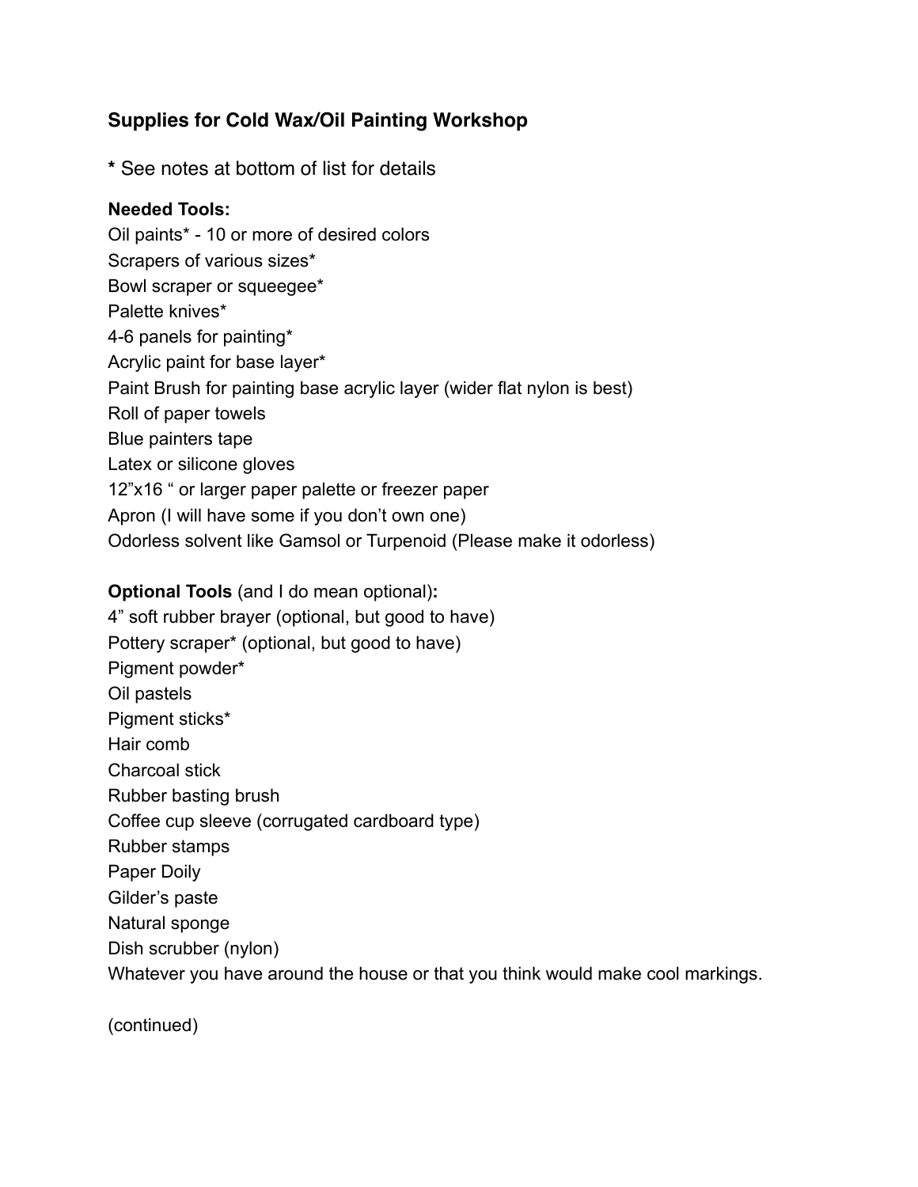## Supplies for Cold Wax/Oil Painting Workshop

**\*** See notes at bottom of list for details

**Needed Tools:**

Oil paints* - 10 or more of desired colors
Scrapers of various sizes*
Bowl scraper or squeegee*
Palette knives*
4-6 panels for painting*
Acrylic paint for base layer*
Paint Brush for painting base acrylic layer (wider flat nylon is best)
Roll of paper towels
Blue painters tape
Latex or silicone gloves
12"x16 " or larger paper palette or freezer paper
Apron (I will have some if you don't own one)
Odorless solvent like Gamsol or Turpenoid (Please make it odorless)

**Optional Tools** (and I do mean optional)**:**

4" soft rubber brayer (optional, but good to have)
Pottery scraper* (optional, but good to have)
Pigment powder*
Oil pastels
Pigment sticks*
Hair comb
Charcoal stick
Rubber basting brush
Coffee cup sleeve (corrugated cardboard type)
Rubber stamps
Paper Doily
Gilder's paste
Natural sponge
Dish scrubber (nylon)
Whatever you have around the house or that you think would make cool markings.

(continued)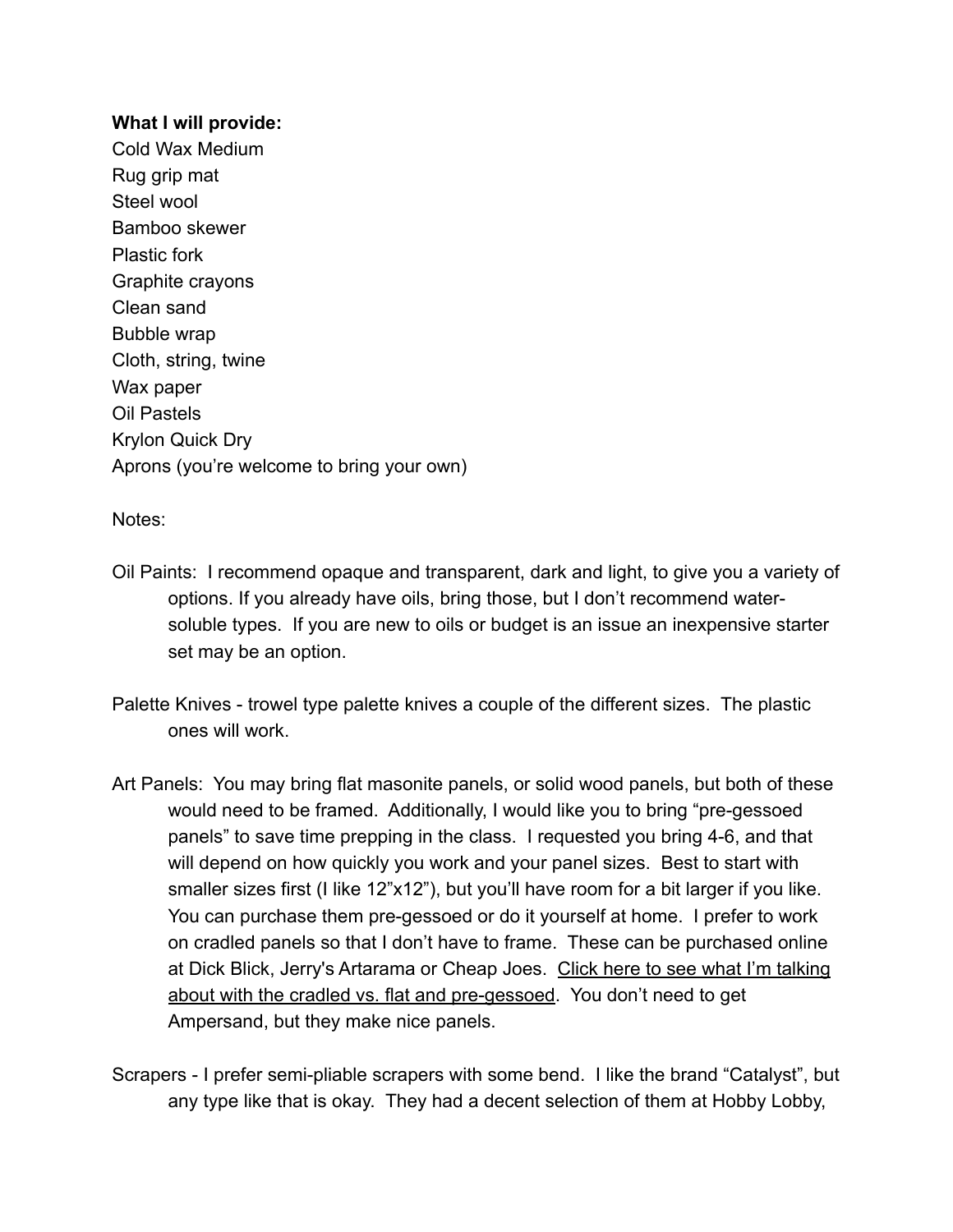**What I will provide:**

Cold Wax Medium
Rug grip mat
Steel wool
Bamboo skewer
Plastic fork
Graphite crayons
Clean sand
Bubble wrap
Cloth, string, twine
Wax paper
Oil Pastels
Krylon Quick Dry
Aprons (you're welcome to bring your own)

Notes:

Oil Paints: I recommend opaque and transparent, dark and light, to give you a variety of options. If you already have oils, bring those, but I don't recommend water-soluble types. If you are new to oils or budget is an issue an inexpensive starter set may be an option.

Palette Knives - trowel type palette knives a couple of the different sizes. The plastic ones will work.

Art Panels: You may bring flat masonite panels, or solid wood panels, but both of these would need to be framed. Additionally, I would like you to bring "pre-gessoed panels" to save time prepping in the class. I requested you bring 4-6, and that will depend on how quickly you work and your panel sizes. Best to start with smaller sizes first (I like 12"x12"), but you'll have room for a bit larger if you like. You can purchase them pre-gessoed or do it yourself at home. I prefer to work on cradled panels so that I don't have to frame. These can be purchased online at Dick Blick, Jerry's Artarama or Cheap Joes. Click here to see what I'm talking about with the cradled vs. flat and pre-gessoed. You don't need to get Ampersand, but they make nice panels.

Scrapers - I prefer semi-pliable scrapers with some bend. I like the brand "Catalyst", but any type like that is okay. They had a decent selection of them at Hobby Lobby,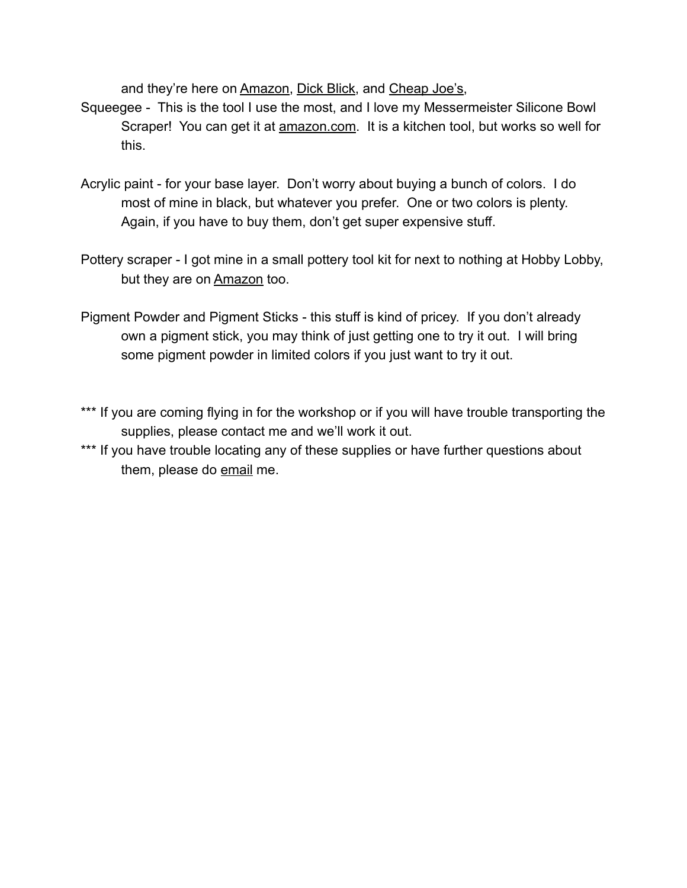and they're here on Amazon, Dick Blick, and Cheap Joe's,

Squeegee - This is the tool I use the most, and I love my Messermeister Silicone Bowl Scraper! You can get it at amazon.com. It is a kitchen tool, but works so well for this.

Acrylic paint - for your base layer. Don't worry about buying a bunch of colors. I do most of mine in black, but whatever you prefer. One or two colors is plenty. Again, if you have to buy them, don't get super expensive stuff.

Pottery scraper - I got mine in a small pottery tool kit for next to nothing at Hobby Lobby, but they are on Amazon too.

Pigment Powder and Pigment Sticks - this stuff is kind of pricey. If you don't already own a pigment stick, you may think of just getting one to try it out. I will bring some pigment powder in limited colors if you just want to try it out.

*** If you are coming flying in for the workshop or if you will have trouble transporting the supplies, please contact me and we'll work it out.

*** If you have trouble locating any of these supplies or have further questions about them, please do email me.